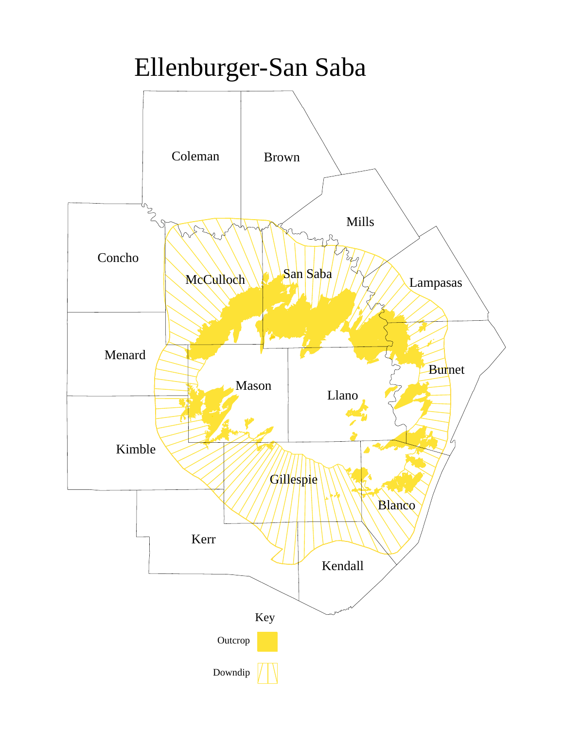# Ellenburger-San Saba

Coleman

Brown

Mills

Concho

McCulloch

San Saba

Lampasas

Menard

Mason

Llano

Burnet

Kimble

Gillespie

Blanco

Kerr

Kendall

Key

Outcrop

Downdip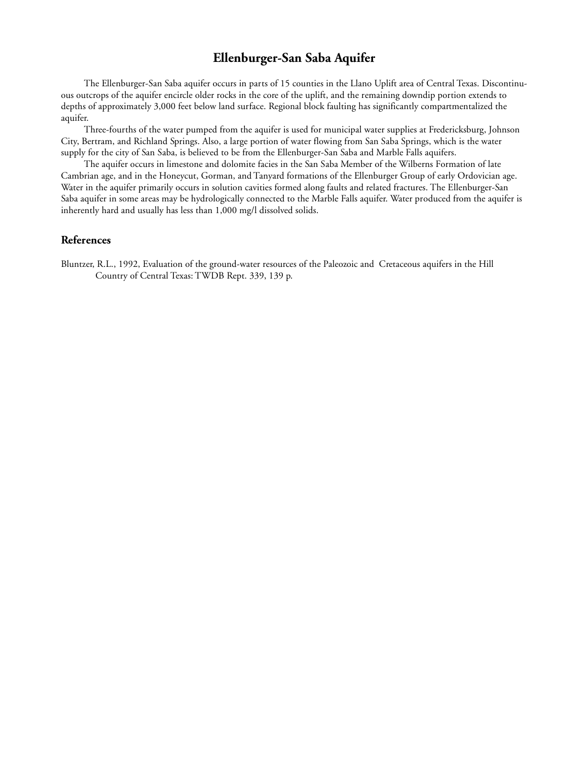# Ellenburger-San Saba Aquifer

The Ellenburger-San Saba aquifer occurs in parts of 15 counties in the Llano Uplift area of Central Texas. Discontinuous outcrops of the aquifer encircle older rocks in the core of the uplift, and the remaining downdip portion extends to depths of approximately 3,000 feet below land surface. Regional block faulting has significantly compartmentalized the aquifer.

Three-fourths of the water pumped from the aquifer is used for municipal water supplies at Fredericksburg, Johnson City, Bertram, and Richland Springs. Also, a large portion of water flowing from San Saba Springs, which is the water supply for the city of San Saba, is believed to be from the Ellenburger-San Saba and Marble Falls aquifers.

The aquifer occurs in limestone and dolomite facies in the San Saba Member of the Wilberns Formation of late Cambrian age, and in the Honeycut, Gorman, and Tanyard formations of the Ellenburger Group of early Ordovician age. Water in the aquifer primarily occurs in solution cavities formed along faults and related fractures. The Ellenburger-San Saba aquifer in some areas may be hydrologically connected to the Marble Falls aquifer. Water produced from the aquifer is inherently hard and usually has less than 1,000 mg/l dissolved solids.

## References

Bluntzer, R.L., 1992, Evaluation of the ground-water resources of the Paleozoic and Cretaceous aquifers in the Hill Country of Central Texas: TWDB Rept. 339, 139 p.